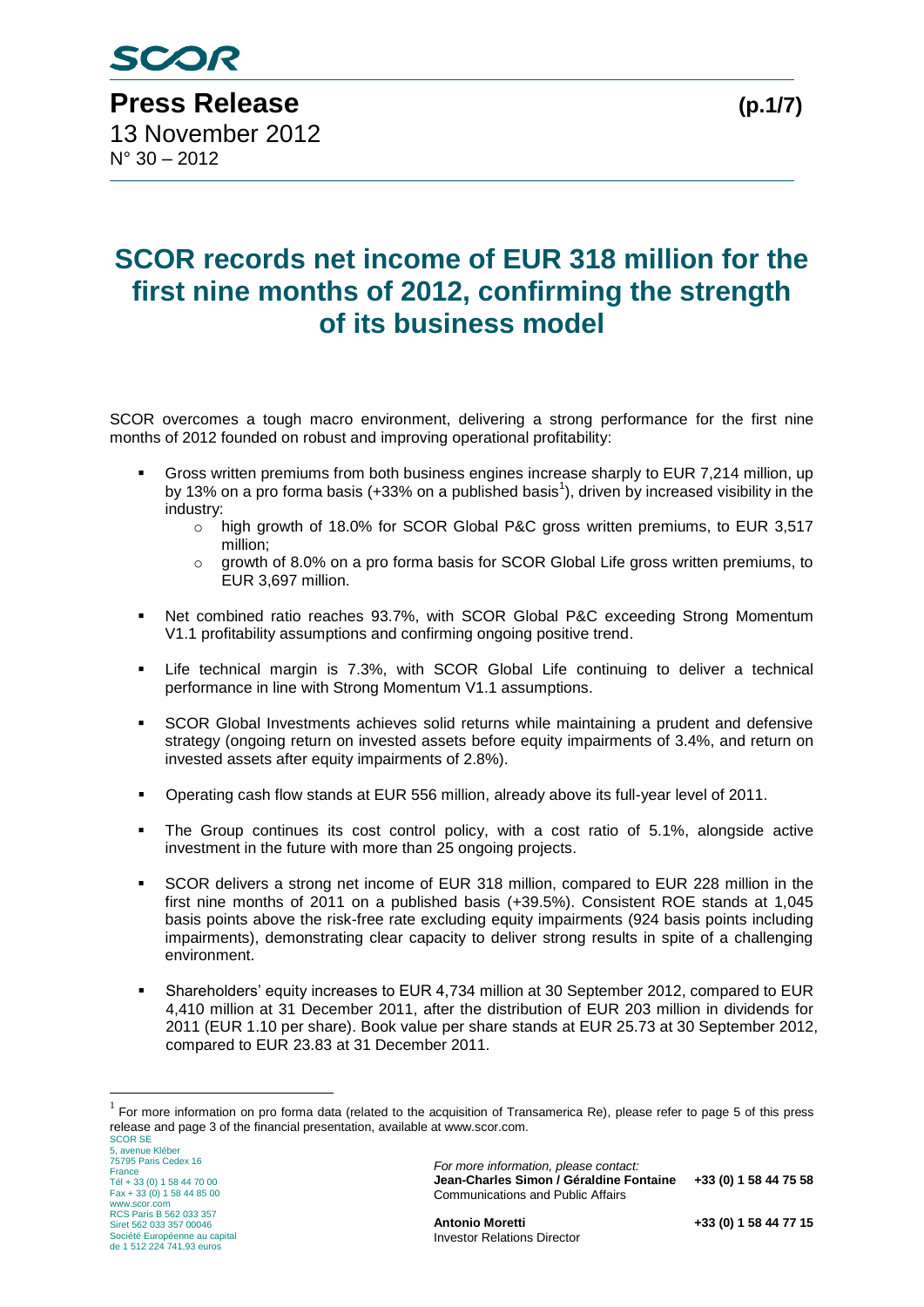# Press Release

13 November 2012
N° 30 – 2012

## SCOR records net income of EUR 318 million for the first nine months of 2012, confirming the strength of its business model

SCOR overcomes a tough macro environment, delivering a strong performance for the first nine months of 2012 founded on robust and improving operational profitability:

- Gross written premiums from both business engines increase sharply to EUR 7,214 million, up by 13% on a pro forma basis (+33% on a published basis[1]), driven by increased visibility in the industry:
  - high growth of 18.0% for SCOR Global P&C gross written premiums, to EUR 3,517 million;
  - growth of 8.0% on a pro forma basis for SCOR Global Life gross written premiums, to EUR 3,697 million.
- Net combined ratio reaches 93.7%, with SCOR Global P&C exceeding Strong Momentum V1.1 profitability assumptions and confirming ongoing positive trend.
- Life technical margin is 7.3%, with SCOR Global Life continuing to deliver a technical performance in line with Strong Momentum V1.1 assumptions.
- SCOR Global Investments achieves solid returns while maintaining a prudent and defensive strategy (ongoing return on invested assets before equity impairments of 3.4%, and return on invested assets after equity impairments of 2.8%).
- Operating cash flow stands at EUR 556 million, already above its full-year level of 2011.
- The Group continues its cost control policy, with a cost ratio of 5.1%, alongside active investment in the future with more than 25 ongoing projects.
- SCOR delivers a strong net income of EUR 318 million, compared to EUR 228 million in the first nine months of 2011 on a published basis (+39.5%). Consistent ROE stands at 1,045 basis points above the risk-free rate excluding equity impairments (924 basis points including impairments), demonstrating clear capacity to deliver strong results in spite of a challenging environment.
- Shareholders' equity increases to EUR 4,734 million at 30 September 2012, compared to EUR 4,410 million at 31 December 2011, after the distribution of EUR 203 million in dividends for 2011 (EUR 1.10 per share). Book value per share stands at EUR 25.73 at 30 September 2012, compared to EUR 23.83 at 31 December 2011.

[1] For more information on pro forma data (related to the acquisition of Transamerica Re), please refer to page 5 of this press release and page 3 of the financial presentation, available at www.scor.com.

SCOR SE
5, avenue Kléber
75795 Paris Cedex 16
France
Tél + 33 (0) 1 58 44 70 00
Fax + 33 (0) 1 58 44 85 00
www.scor.com
RCS Paris B 562 033 357
Siret 562 033 357 00046
Société Européenne au capital de 1 512 224 741,93 euros

*For more information, please contact:*
**Jean-Charles Simon / Géraldine Fontaine** **+33 (0) 1 58 44 75 58**
Communications and Public Affairs

**Antonio Moretti** **+33 (0) 1 58 44 77 15**
Investor Relations Director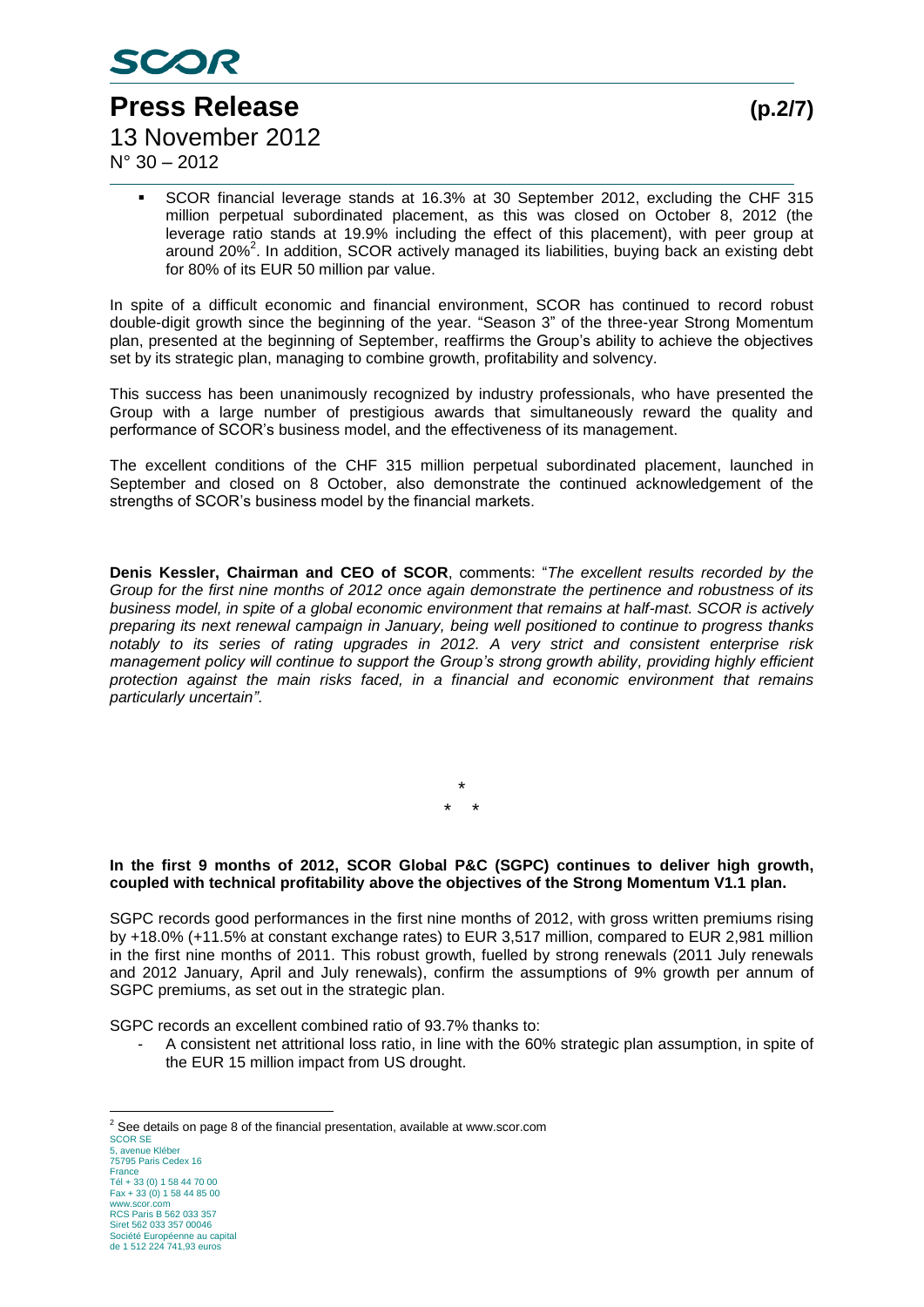- SCOR financial leverage stands at 16.3% at 30 September 2012, excluding the CHF 315 million perpetual subordinated placement, as this was closed on October 8, 2012 (the leverage ratio stands at 19.9% including the effect of this placement), with peer group at around 20%[2]. In addition, SCOR actively managed its liabilities, buying back an existing debt for 80% of its EUR 50 million par value.

In spite of a difficult economic and financial environment, SCOR has continued to record robust double-digit growth since the beginning of the year. "Season 3" of the three-year Strong Momentum plan, presented at the beginning of September, reaffirms the Group's ability to achieve the objectives set by its strategic plan, managing to combine growth, profitability and solvency.

This success has been unanimously recognized by industry professionals, who have presented the Group with a large number of prestigious awards that simultaneously reward the quality and performance of SCOR's business model, and the effectiveness of its management.

The excellent conditions of the CHF 315 million perpetual subordinated placement, launched in September and closed on 8 October, also demonstrate the continued acknowledgement of the strengths of SCOR's business model by the financial markets.

**Denis Kessler, Chairman and CEO of SCOR**, comments: "*The excellent results recorded by the Group for the first nine months of 2012 once again demonstrate the pertinence and robustness of its business model, in spite of a global economic environment that remains at half-mast. SCOR is actively preparing its next renewal campaign in January, being well positioned to continue to progress thanks notably to its series of rating upgrades in 2012. A very strict and consistent enterprise risk management policy will continue to support the Group's strong growth ability, providing highly efficient protection against the main risks faced, in a financial and economic environment that remains particularly uncertain"*.

\*

\* \*

**In the first 9 months of 2012, SCOR Global P&C (SGPC) continues to deliver high growth, coupled with technical profitability above the objectives of the Strong Momentum V1.1 plan.**

SGPC records good performances in the first nine months of 2012, with gross written premiums rising by +18.0% (+11.5% at constant exchange rates) to EUR 3,517 million, compared to EUR 2,981 million in the first nine months of 2011. This robust growth, fuelled by strong renewals (2011 July renewals and 2012 January, April and July renewals), confirm the assumptions of 9% growth per annum of SGPC premiums, as set out in the strategic plan.

SGPC records an excellent combined ratio of 93.7% thanks to:

- A consistent net attritional loss ratio, in line with the 60% strategic plan assumption, in spite of the EUR 15 million impact from US drought.

[2] See details on page 8 of the financial presentation, available at www.scor.com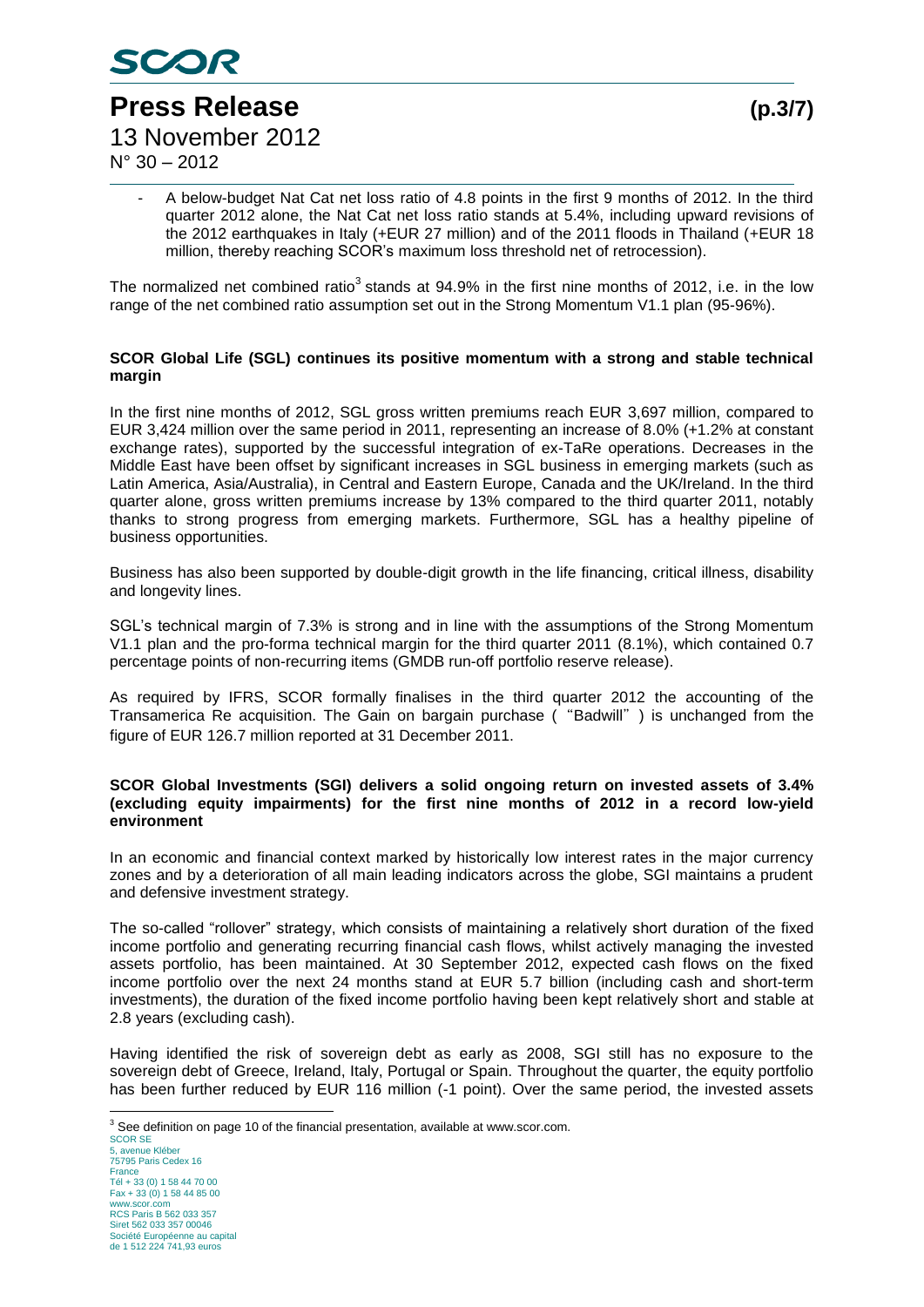- A below-budget Nat Cat net loss ratio of 4.8 points in the first 9 months of 2012. In the third quarter 2012 alone, the Nat Cat net loss ratio stands at 5.4%, including upward revisions of the 2012 earthquakes in Italy (+EUR 27 million) and of the 2011 floods in Thailand (+EUR 18 million, thereby reaching SCOR's maximum loss threshold net of retrocession).

The normalized net combined ratio[3] stands at 94.9% in the first nine months of 2012, i.e. in the low range of the net combined ratio assumption set out in the Strong Momentum V1.1 plan (95-96%).

**SCOR Global Life (SGL) continues its positive momentum with a strong and stable technical margin**

In the first nine months of 2012, SGL gross written premiums reach EUR 3,697 million, compared to EUR 3,424 million over the same period in 2011, representing an increase of 8.0% (+1.2% at constant exchange rates), supported by the successful integration of ex-TaRe operations. Decreases in the Middle East have been offset by significant increases in SGL business in emerging markets (such as Latin America, Asia/Australia), in Central and Eastern Europe, Canada and the UK/Ireland. In the third quarter alone, gross written premiums increase by 13% compared to the third quarter 2011, notably thanks to strong progress from emerging markets. Furthermore, SGL has a healthy pipeline of business opportunities.

Business has also been supported by double-digit growth in the life financing, critical illness, disability and longevity lines.

SGL's technical margin of 7.3% is strong and in line with the assumptions of the Strong Momentum V1.1 plan and the pro-forma technical margin for the third quarter 2011 (8.1%), which contained 0.7 percentage points of non-recurring items (GMDB run-off portfolio reserve release).

As required by IFRS, SCOR formally finalises in the third quarter 2012 the accounting of the Transamerica Re acquisition. The Gain on bargain purchase ("Badwill") is unchanged from the figure of EUR 126.7 million reported at 31 December 2011.

**SCOR Global Investments (SGI) delivers a solid ongoing return on invested assets of 3.4% (excluding equity impairments) for the first nine months of 2012 in a record low-yield environment**

In an economic and financial context marked by historically low interest rates in the major currency zones and by a deterioration of all main leading indicators across the globe, SGI maintains a prudent and defensive investment strategy.

The so-called "rollover" strategy, which consists of maintaining a relatively short duration of the fixed income portfolio and generating recurring financial cash flows, whilst actively managing the invested assets portfolio, has been maintained. At 30 September 2012, expected cash flows on the fixed income portfolio over the next 24 months stand at EUR 5.7 billion (including cash and short-term investments), the duration of the fixed income portfolio having been kept relatively short and stable at 2.8 years (excluding cash).

Having identified the risk of sovereign debt as early as 2008, SGI still has no exposure to the sovereign debt of Greece, Ireland, Italy, Portugal or Spain. Throughout the quarter, the equity portfolio has been further reduced by EUR 116 million (-1 point). Over the same period, the invested assets

[3] See definition on page 10 of the financial presentation, available at www.scor.com.

SCOR SE
5, avenue Kléber
75795 Paris Cedex 16
France
Tél + 33 (0) 1 58 44 70 00
Fax + 33 (0) 1 58 44 85 00
www.scor.com
RCS Paris B 562 033 357
Siret 562 033 357 00046
Société Européenne au capital
de 1 512 224 741,93 euros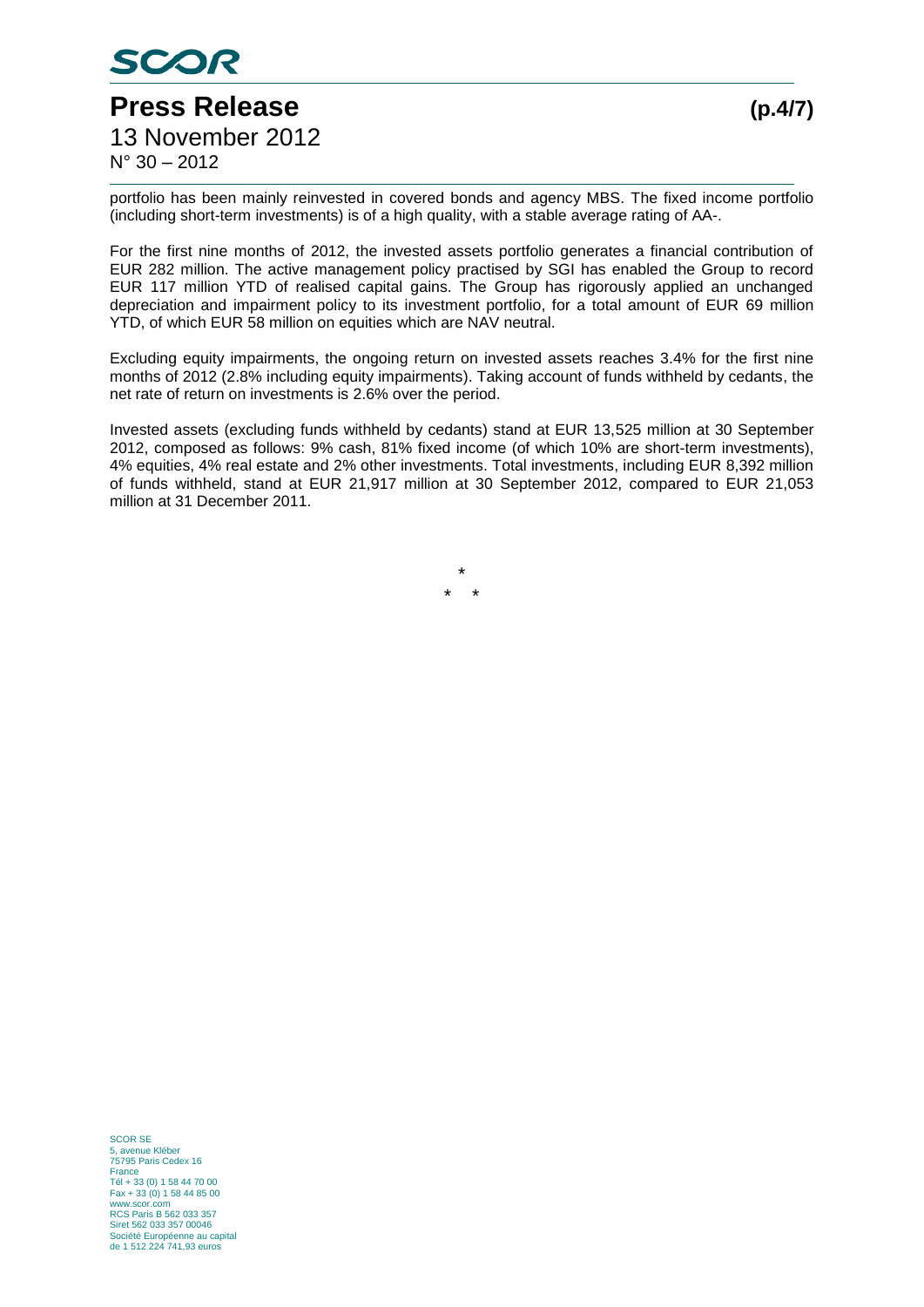portfolio has been mainly reinvested in covered bonds and agency MBS. The fixed income portfolio (including short-term investments) is of a high quality, with a stable average rating of AA-.

For the first nine months of 2012, the invested assets portfolio generates a financial contribution of EUR 282 million. The active management policy practised by SGI has enabled the Group to record EUR 117 million YTD of realised capital gains. The Group has rigorously applied an unchanged depreciation and impairment policy to its investment portfolio, for a total amount of EUR 69 million YTD, of which EUR 58 million on equities which are NAV neutral.

Excluding equity impairments, the ongoing return on invested assets reaches 3.4% for the first nine months of 2012 (2.8% including equity impairments). Taking account of funds withheld by cedants, the net rate of return on investments is 2.6% over the period.

Invested assets (excluding funds withheld by cedants) stand at EUR 13,525 million at 30 September 2012, composed as follows: 9% cash, 81% fixed income (of which 10% are short-term investments), 4% equities, 4% real estate and 2% other investments. Total investments, including EUR 8,392 million of funds withheld, stand at EUR 21,917 million at 30 September 2012, compared to EUR 21,053 million at 31 December 2011.

\*

\* \*

SCOR SE
5, avenue Kléber
75795 Paris Cedex 16
France
Tél + 33 (0) 1 58 44 70 00
Fax + 33 (0) 1 58 44 85 00
www.scor.com
RCS Paris B 562 033 357
Siret 562 033 357 00046
Société Européenne au capital
de 1 512 224 741,93 euros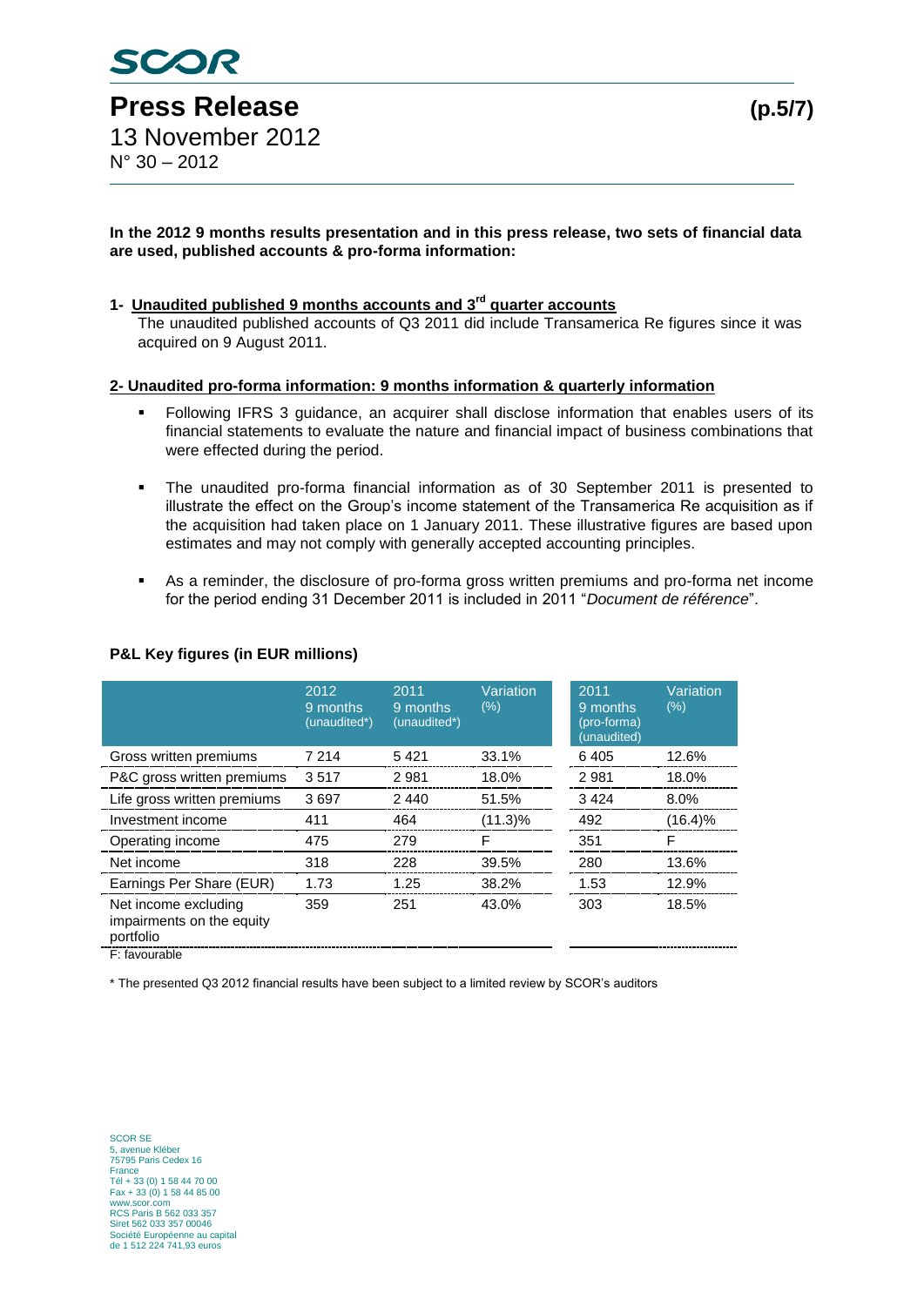**In the 2012 9 months results presentation and in this press release, two sets of financial data are used, published accounts & pro-forma information:**

**1- Unaudited published 9 months accounts and 3rd quarter accounts**

The unaudited published accounts of Q3 2011 did include Transamerica Re figures since it was acquired on 9 August 2011.

**2- Unaudited pro-forma information: 9 months information & quarterly information**

- Following IFRS 3 guidance, an acquirer shall disclose information that enables users of its financial statements to evaluate the nature and financial impact of business combinations that were effected during the period.
- The unaudited pro-forma financial information as of 30 September 2011 is presented to illustrate the effect on the Group's income statement of the Transamerica Re acquisition as if the acquisition had taken place on 1 January 2011. These illustrative figures are based upon estimates and may not comply with generally accepted accounting principles.
- As a reminder, the disclosure of pro-forma gross written premiums and pro-forma net income for the period ending 31 December 2011 is included in 2011 "*Document de référence*".

**P&L Key figures (in EUR millions)**

| | 2012 9 months (unaudited*) | 2011 9 months (unaudited*) | Variation (%) | 2011 9 months (pro-forma) (unaudited) | Variation (%) |
|---|---|---|---|---|---|
| Gross written premiums | 7 214 | 5 421 | 33.1% | 6 405 | 12.6% |
| P&C gross written premiums | 3 517 | 2 981 | 18.0% | 2 981 | 18.0% |
| Life gross written premiums | 3 697 | 2 440 | 51.5% | 3 424 | 8.0% |
| Investment income | 411 | 464 | (11.3)% | 492 | (16.4)% |
| Operating income | 475 | 279 | F | 351 | F |
| Net income | 318 | 228 | 39.5% | 280 | 13.6% |
| Earnings Per Share (EUR) | 1.73 | 1.25 | 38.2% | 1.53 | 12.9% |
| Net income excluding impairments on the equity portfolio | 359 | 251 | 43.0% | 303 | 18.5% |

F: favourable

\* The presented Q3 2012 financial results have been subject to a limited review by SCOR's auditors

SCOR SE
5, avenue Kléber
75795 Paris Cedex 16
France
Tél + 33 (0) 1 58 44 70 00
Fax + 33 (0) 1 58 44 85 00
www.scor.com
RCS Paris B 562 033 357
Siret 562 033 357 00046
Société Européenne au capital de 1 512 224 741,93 euros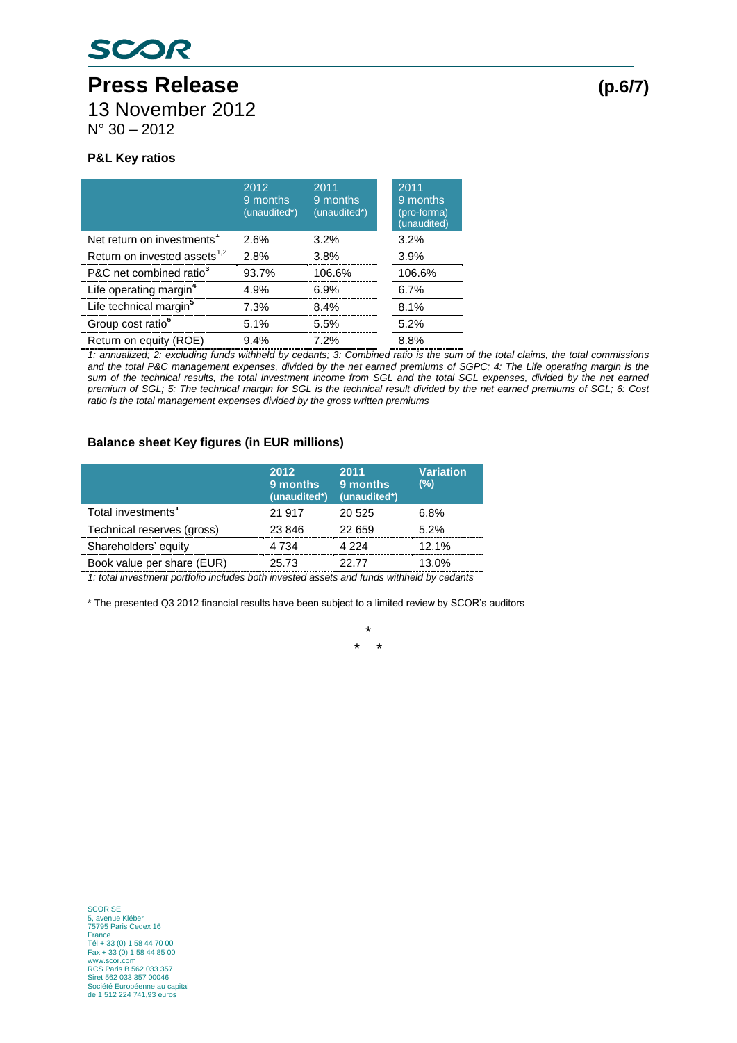**P&L Key ratios**

| | 2012 9 months (unaudited*) | 2011 9 months (unaudited*) | 2011 9 months (pro-forma) (unaudited) |
|---|---|---|---|
| Net return on investments[1] | 2.6% | 3.2% | 3.2% |
| Return on invested assets[1,2] | 2.8% | 3.8% | 3.9% |
| P&C net combined ratio[3] | 93.7% | 106.6% | 106.6% |
| Life operating margin[4] | 4.9% | 6.9% | 6.7% |
| Life technical margin[5] | 7.3% | 8.4% | 8.1% |
| Group cost ratio[6] | 5.1% | 5.5% | 5.2% |
| Return on equity (ROE) | 9.4% | 7.2% | 8.8% |

*1: annualized; 2: excluding funds withheld by cedants; 3: Combined ratio is the sum of the total claims, the total commissions and the total P&C management expenses, divided by the net earned premiums of SGPC; 4: The Life operating margin is the sum of the technical results, the total investment income from SGL and the total SGL expenses, divided by the net earned premium of SGL; 5: The technical margin for SGL is the technical result divided by the net earned premiums of SGL; 6: Cost ratio is the total management expenses divided by the gross written premiums*

**Balance sheet Key figures (in EUR millions)**

| | 2012 9 months (unaudited*) | 2011 9 months (unaudited*) | Variation (%) |
|---|---|---|---|
| Total investments[1] | 21 917 | 20 525 | 6.8% |
| Technical reserves (gross) | 23 846 | 22 659 | 5.2% |
| Shareholders' equity | 4 734 | 4 224 | 12.1% |
| Book value per share (EUR) | 25.73 | 22.77 | 13.0% |

*1: total investment portfolio includes both invested assets and funds withheld by cedants*

* The presented Q3 2012 financial results have been subject to a limited review by SCOR's auditors

\*

\* \*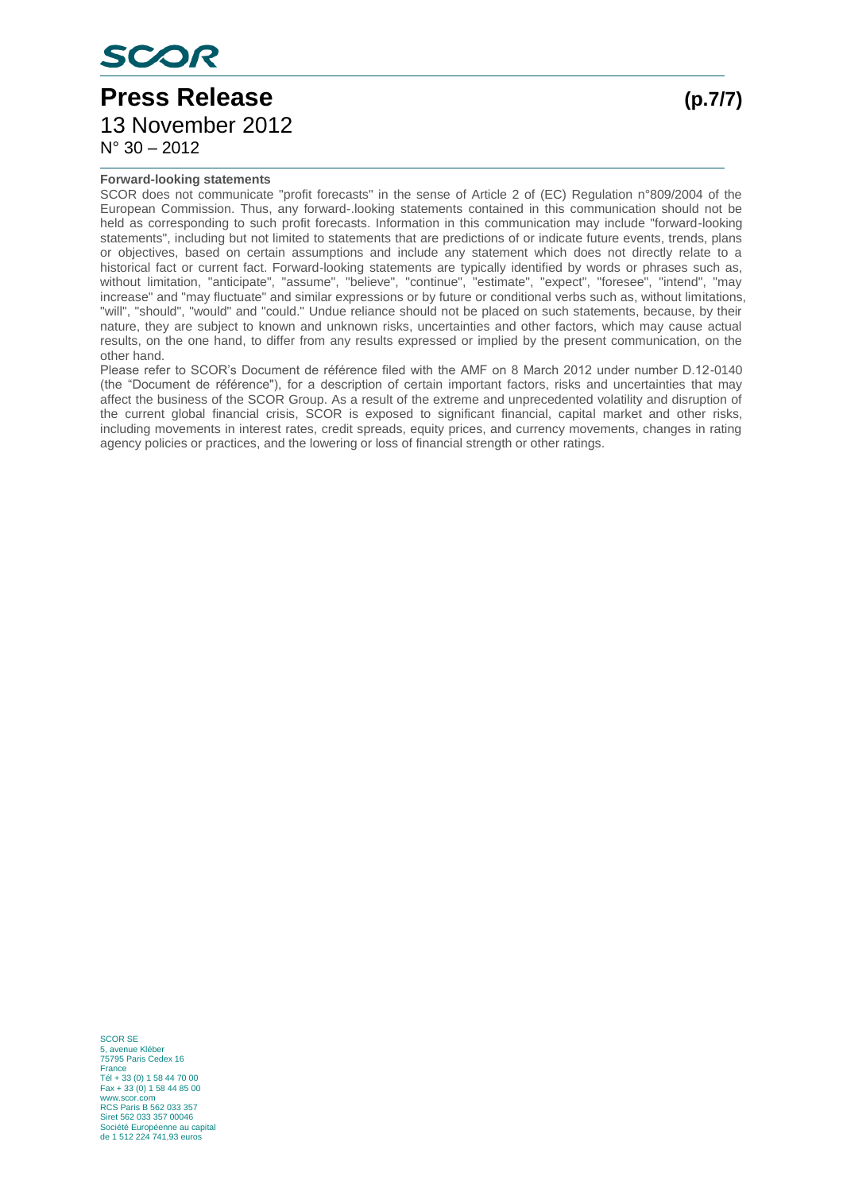**Forward-looking statements**

SCOR does not communicate "profit forecasts" in the sense of Article 2 of (EC) Regulation n°809/2004 of the European Commission. Thus, any forward-.looking statements contained in this communication should not be held as corresponding to such profit forecasts. Information in this communication may include "forward-looking statements", including but not limited to statements that are predictions of or indicate future events, trends, plans or objectives, based on certain assumptions and include any statement which does not directly relate to a historical fact or current fact. Forward-looking statements are typically identified by words or phrases such as, without limitation, "anticipate", "assume", "believe", "continue", "estimate", "expect", "foresee", "intend", "may increase" and "may fluctuate" and similar expressions or by future or conditional verbs such as, without limitations, "will", "should", "would" and "could." Undue reliance should not be placed on such statements, because, by their nature, they are subject to known and unknown risks, uncertainties and other factors, which may cause actual results, on the one hand, to differ from any results expressed or implied by the present communication, on the other hand.

Please refer to SCOR's Document de référence filed with the AMF on 8 March 2012 under number D.12-0140 (the "Document de référence"), for a description of certain important factors, risks and uncertainties that may affect the business of the SCOR Group. As a result of the extreme and unprecedented volatility and disruption of the current global financial crisis, SCOR is exposed to significant financial, capital market and other risks, including movements in interest rates, credit spreads, equity prices, and currency movements, changes in rating agency policies or practices, and the lowering or loss of financial strength or other ratings.

SCOR SE
5, avenue Kléber
75795 Paris Cedex 16
France
Tél + 33 (0) 1 58 44 70 00
Fax + 33 (0) 1 58 44 85 00
www.scor.com
RCS Paris B 562 033 357
Siret 562 033 357 00046
Société Européenne au capital
de 1 512 224 741,93 euros